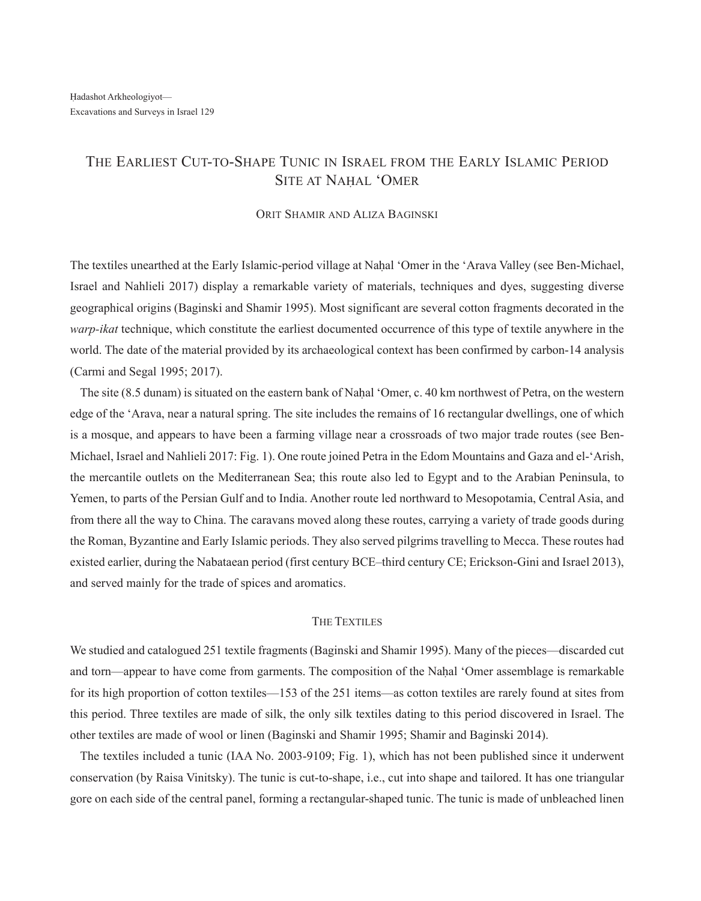# The Earliest Cut-to-Shape Tunic in Israel from the Early Islamic Period Site at Naḥal ʻOmer

Orit Shamir and Aliza Baginski

The textiles unearthed at the Early Islamic-period village at Naḥal ʻOmer in the ʻArava Valley (see Ben-Michael, Israel and Nahlieli 2017) display a remarkable variety of materials, techniques and dyes, suggesting diverse geographical origins (Baginski and Shamir 1995). Most significant are several cotton fragments decorated in the *warp-ikat* technique, which constitute the earliest documented occurrence of this type of textile anywhere in the world. The date of the material provided by its archaeological context has been confirmed by carbon-14 analysis (Carmi and Segal 1995; 2017).

The site (8.5 dunam) is situated on the eastern bank of Naḥal ʻOmer, c. 40 km northwest of Petra, on the western edge of the ʻArava, near a natural spring. The site includes the remains of 16 rectangular dwellings, one of which is a mosque, and appears to have been a farming village near a crossroads of two major trade routes (see Ben-Michael, Israel and Nahlieli 2017: Fig. 1). One route joined Petra in the Edom Mountains and Gaza and el-ʻArish, the mercantile outlets on the Mediterranean Sea; this route also led to Egypt and to the Arabian Peninsula, to Yemen, to parts of the Persian Gulf and to India. Another route led northward to Mesopotamia, Central Asia, and from there all the way to China. The caravans moved along these routes, carrying a variety of trade goods during the Roman, Byzantine and Early Islamic periods. They also served pilgrims travelling to Mecca. These routes had existed earlier, during the Nabataean period (first century BCE–third century CE; Erickson-Gini and Israel 2013), and served mainly for the trade of spices and aromatics.

## The Textiles

We studied and catalogued 251 textile fragments (Baginski and Shamir 1995). Many of the pieces—discarded cut and torn—appear to have come from garments. The composition of the Naḥal ʻOmer assemblage is remarkable for its high proportion of cotton textiles—153 of the 251 items—as cotton textiles are rarely found at sites from this period. Three textiles are made of silk, the only silk textiles dating to this period discovered in Israel. The other textiles are made of wool or linen (Baginski and Shamir 1995; Shamir and Baginski 2014).

The textiles included a tunic (IAA No. 2003-9109; Fig. 1), which has not been published since it underwent conservation (by Raisa Vinitsky). The tunic is cut-to-shape, i.e., cut into shape and tailored. It has one triangular gore on each side of the central panel, forming a rectangular-shaped tunic. The tunic is made of unbleached linen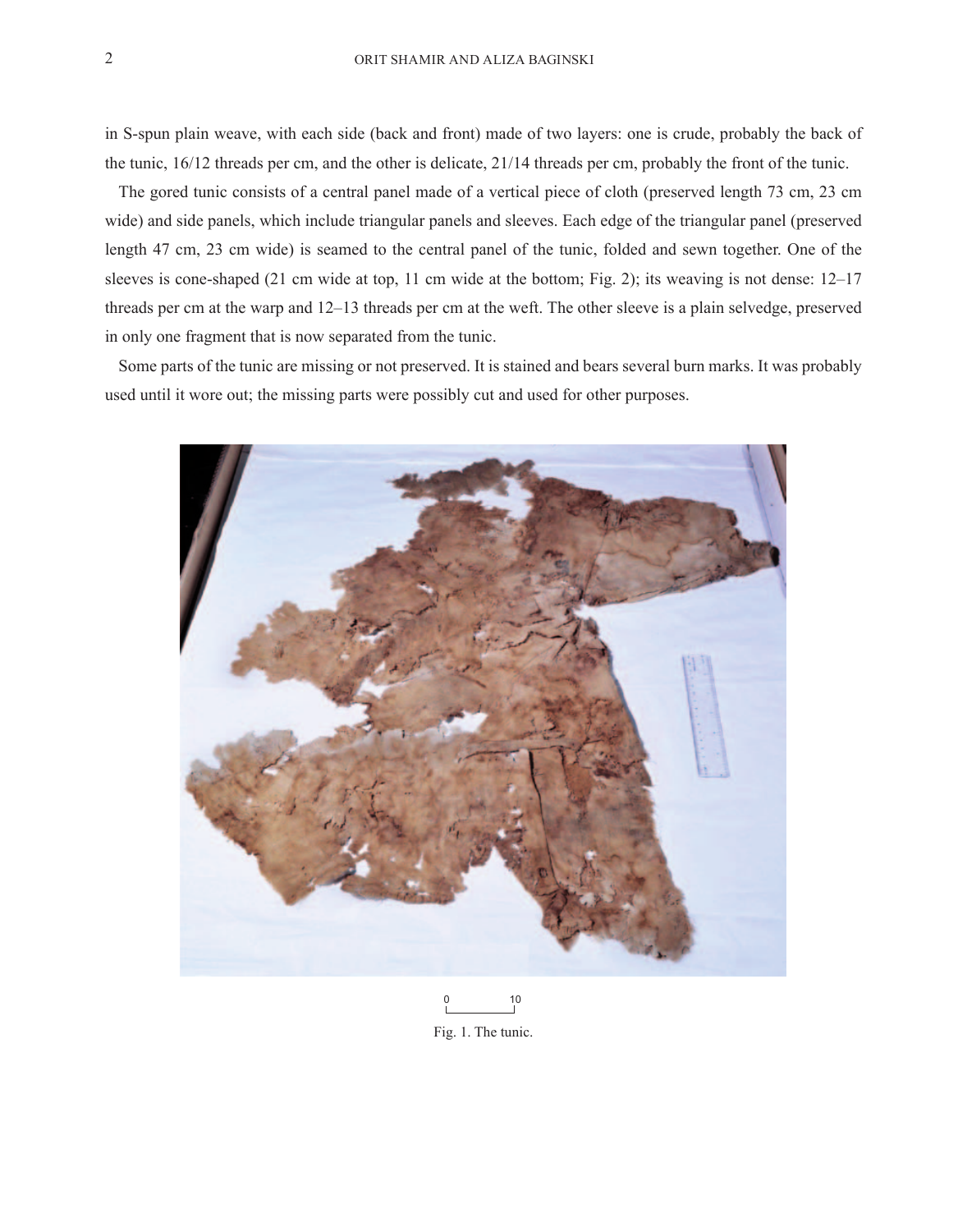in S-spun plain weave, with each side (back and front) made of two layers: one is crude, probably the back of the tunic, 16/12 threads per cm, and the other is delicate, 21/14 threads per cm, probably the front of the tunic.

The gored tunic consists of a central panel made of a vertical piece of cloth (preserved length 73 cm, 23 cm wide) and side panels, which include triangular panels and sleeves. Each edge of the triangular panel (preserved length 47 cm, 23 cm wide) is seamed to the central panel of the tunic, folded and sewn together. One of the sleeves is cone-shaped (21 cm wide at top, 11 cm wide at the bottom; Fig. 2); its weaving is not dense: 12–17 threads per cm at the warp and 12–13 threads per cm at the weft. The other sleeve is a plain selvedge, preserved in only one fragment that is now separated from the tunic.

Some parts of the tunic are missing or not preserved. It is stained and bears several burn marks. It was probably used until it wore out; the missing parts were possibly cut and used for other purposes.

Fig. 1. The tunic.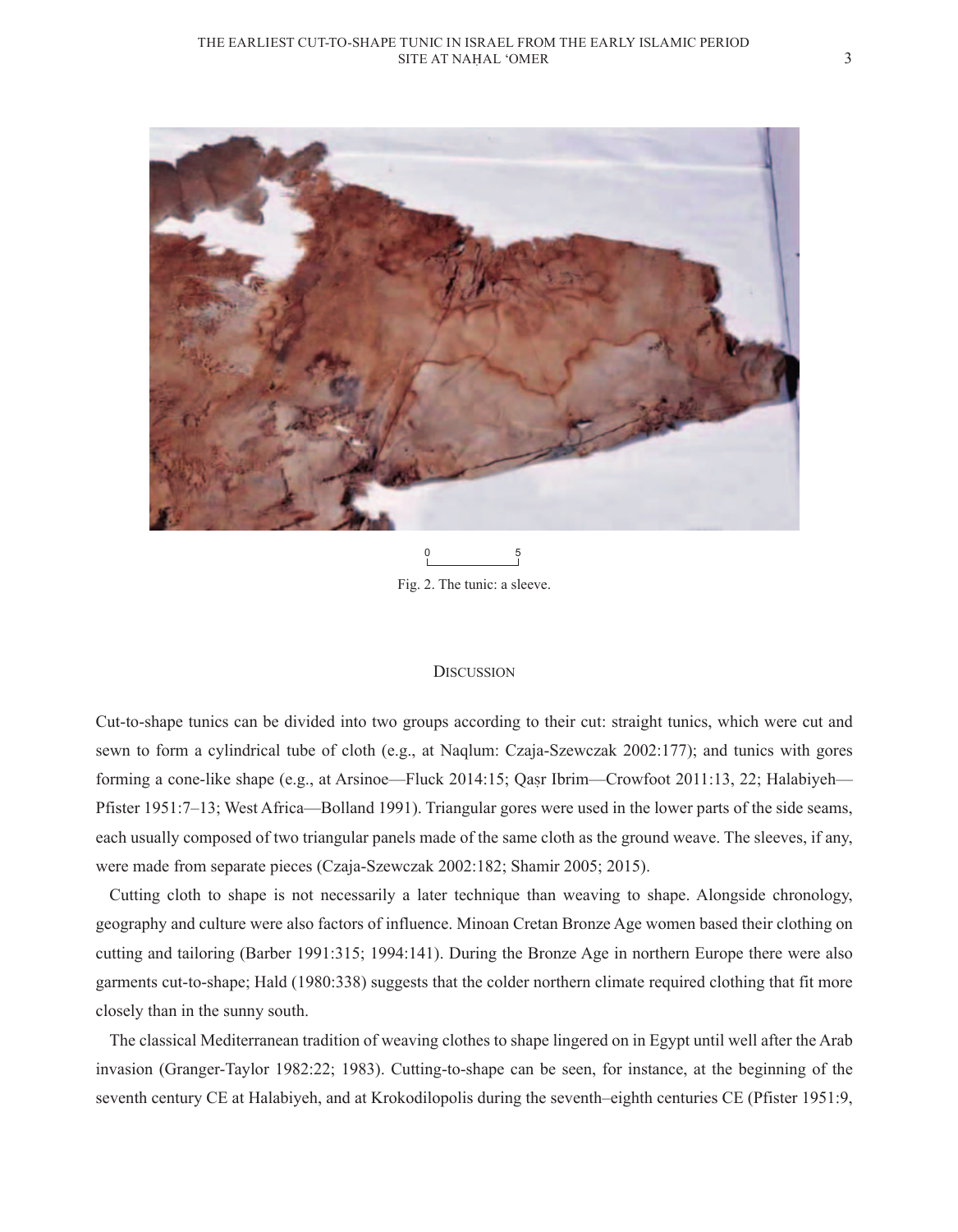Fig. 2. The tunic: a sleeve.

## Discussion

Cut-to-shape tunics can be divided into two groups according to their cut: straight tunics, which were cut and sewn to form a cylindrical tube of cloth (e.g., at Naqlum: Czaja-Szewczak 2002:177); and tunics with gores forming a cone-like shape (e.g., at Arsinoe—Fluck 2014:15; Qaṣr Ibrim—Crowfoot 2011:13, 22; Halabiyeh—Pfister 1951:7–13; West Africa—Bolland 1991). Triangular gores were used in the lower parts of the side seams, each usually composed of two triangular panels made of the same cloth as the ground weave. The sleeves, if any, were made from separate pieces (Czaja-Szewczak 2002:182; Shamir 2005; 2015).

Cutting cloth to shape is not necessarily a later technique than weaving to shape. Alongside chronology, geography and culture were also factors of influence. Minoan Cretan Bronze Age women based their clothing on cutting and tailoring (Barber 1991:315; 1994:141). During the Bronze Age in northern Europe there were also garments cut-to-shape; Hald (1980:338) suggests that the colder northern climate required clothing that fit more closely than in the sunny south.

The classical Mediterranean tradition of weaving clothes to shape lingered on in Egypt until well after the Arab invasion (Granger-Taylor 1982:22; 1983). Cutting-to-shape can be seen, for instance, at the beginning of the seventh century CE at Halabiyeh, and at Krokodilopolis during the seventh–eighth centuries CE (Pfister 1951:9,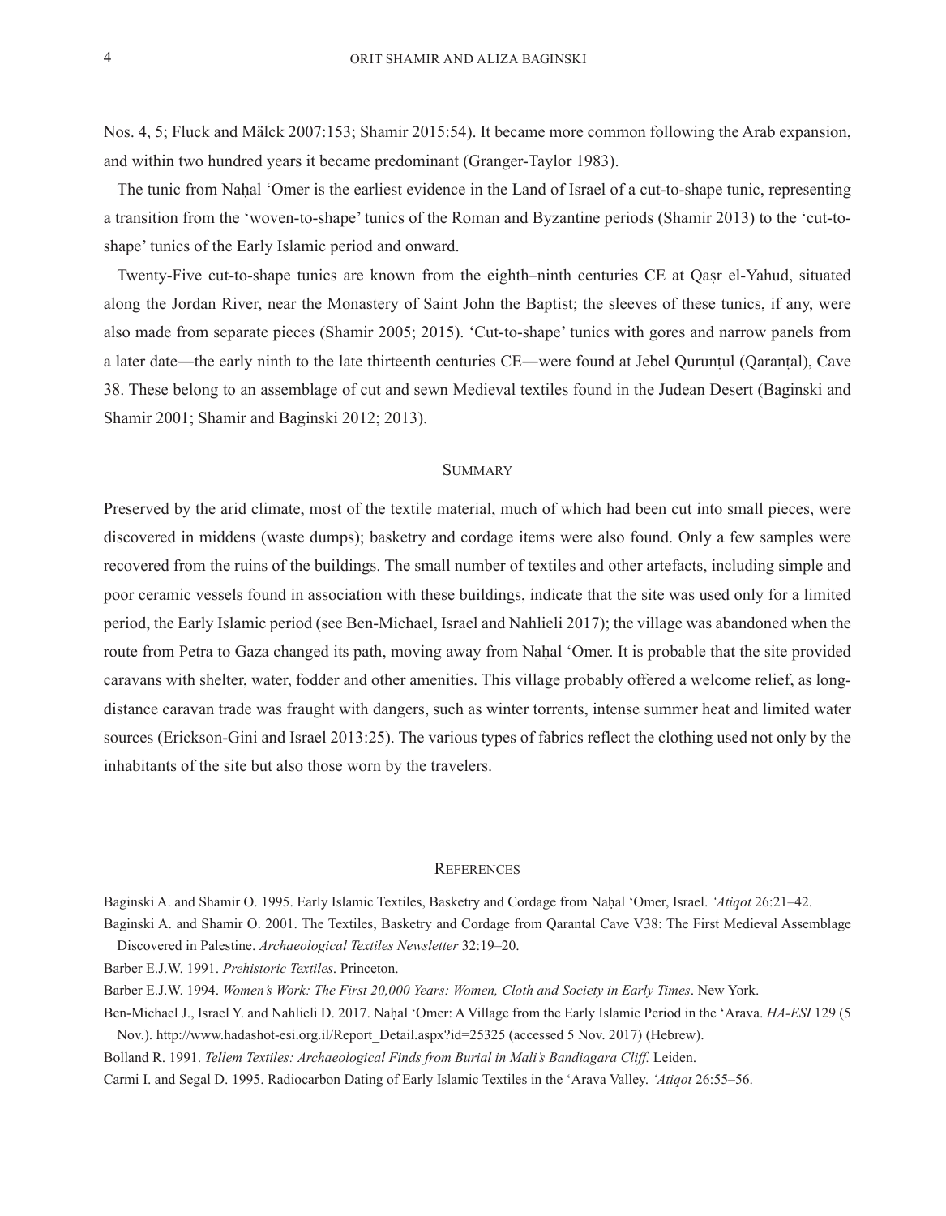Nos. 4, 5; Fluck and Mälck 2007:153; Shamir 2015:54). It became more common following the Arab expansion, and within two hundred years it became predominant (Granger-Taylor 1983).

The tunic from Naḥal 'Omer is the earliest evidence in the Land of Israel of a cut-to-shape tunic, representing a transition from the 'woven-to-shape' tunics of the Roman and Byzantine periods (Shamir 2013) to the 'cut-to-shape' tunics of the Early Islamic period and onward.

Twenty-Five cut-to-shape tunics are known from the eighth–ninth centuries CE at Qaṣr el-Yahud, situated along the Jordan River, near the Monastery of Saint John the Baptist; the sleeves of these tunics, if any, were also made from separate pieces (Shamir 2005; 2015). 'Cut-to-shape' tunics with gores and narrow panels from a later date—the early ninth to the late thirteenth centuries CE—were found at Jebel Qurunṭul (Qaranṭal), Cave 38. These belong to an assemblage of cut and sewn Medieval textiles found in the Judean Desert (Baginski and Shamir 2001; Shamir and Baginski 2012; 2013).

## Summary

Preserved by the arid climate, most of the textile material, much of which had been cut into small pieces, were discovered in middens (waste dumps); basketry and cordage items were also found. Only a few samples were recovered from the ruins of the buildings. The small number of textiles and other artefacts, including simple and poor ceramic vessels found in association with these buildings, indicate that the site was used only for a limited period, the Early Islamic period (see Ben-Michael, Israel and Nahlieli 2017); the village was abandoned when the route from Petra to Gaza changed its path, moving away from Naḥal 'Omer. It is probable that the site provided caravans with shelter, water, fodder and other amenities. This village probably offered a welcome relief, as long-distance caravan trade was fraught with dangers, such as winter torrents, intense summer heat and limited water sources (Erickson-Gini and Israel 2013:25). The various types of fabrics reflect the clothing used not only by the inhabitants of the site but also those worn by the travelers.

## References

Baginski A. and Shamir O. 1995. Early Islamic Textiles, Basketry and Cordage from Naḥal 'Omer, Israel. *'Atiqot* 26:21–42.

Baginski A. and Shamir O. 2001. The Textiles, Basketry and Cordage from Qarantal Cave V38: The First Medieval Assemblage Discovered in Palestine. *Archaeological Textiles Newsletter* 32:19–20.

Barber E.J.W. 1991. *Prehistoric Textiles*. Princeton.

Barber E.J.W. 1994. *Women's Work: The First 20,000 Years: Women, Cloth and Society in Early Times*. New York.

Ben-Michael J., Israel Y. and Nahlieli D. 2017. Naḥal 'Omer: A Village from the Early Islamic Period in the 'Arava. *HA-ESI* 129 (5 Nov.). http://www.hadashot-esi.org.il/Report_Detail.aspx?id=25325 (accessed 5 Nov. 2017) (Hebrew).

Bolland R. 1991. *Tellem Textiles: Archaeological Finds from Burial in Mali's Bandiagara Cliff.* Leiden.

Carmi I. and Segal D. 1995. Radiocarbon Dating of Early Islamic Textiles in the 'Arava Valley. *'Atiqot* 26:55–56.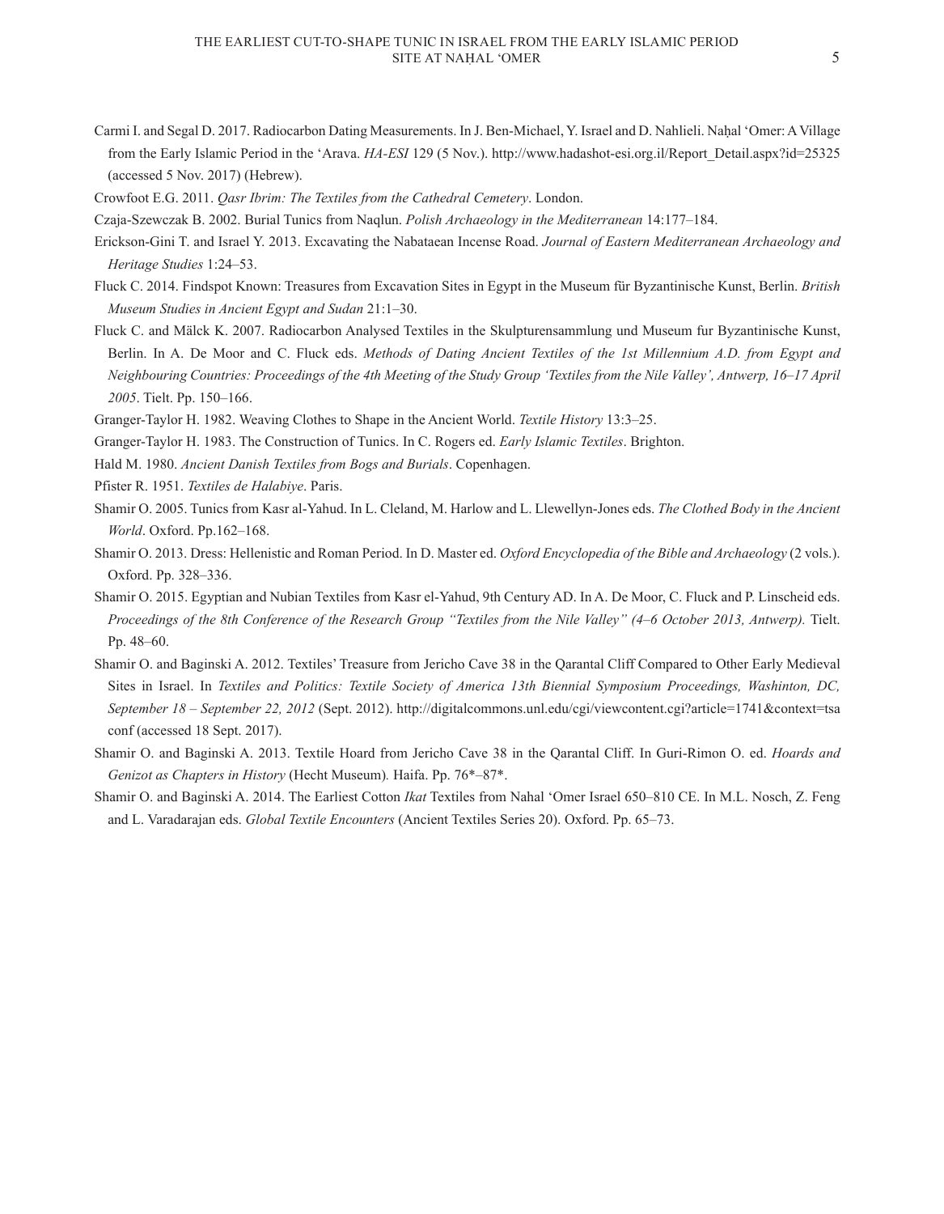Carmi I. and Segal D. 2017. Radiocarbon Dating Measurements. In J. Ben-Michael, Y. Israel and D. Nahlieli. Naḥal ʻOmer: A Village from the Early Islamic Period in the ʻArava. *HA-ESI* 129 (5 Nov.). http://www.hadashot-esi.org.il/Report_Detail.aspx?id=25325 (accessed 5 Nov. 2017) (Hebrew).

Crowfoot E.G. 2011. *Qasr Ibrim: The Textiles from the Cathedral Cemetery*. London.

Czaja-Szewczak B. 2002. Burial Tunics from Naqlun. *Polish Archaeology in the Mediterranean* 14:177–184.

Erickson-Gini T. and Israel Y. 2013. Excavating the Nabataean Incense Road. *Journal of Eastern Mediterranean Archaeology and Heritage Studies* 1:24–53.

Fluck C. 2014. Findspot Known: Treasures from Excavation Sites in Egypt in the Museum für Byzantinische Kunst, Berlin. *British Museum Studies in Ancient Egypt and Sudan* 21:1–30.

Fluck C. and Mälck K. 2007. Radiocarbon Analysed Textiles in the Skulpturensammlung und Museum fur Byzantinische Kunst, Berlin. In A. De Moor and C. Fluck eds. *Methods of Dating Ancient Textiles of the 1st Millennium A.D. from Egypt and Neighbouring Countries: Proceedings of the 4th Meeting of the Study Group 'Textiles from the Nile Valley', Antwerp, 16–17 April 2005*. Tielt. Pp. 150–166.

Granger-Taylor H. 1982. Weaving Clothes to Shape in the Ancient World. *Textile History* 13:3–25.

Granger-Taylor H. 1983. The Construction of Tunics. In C. Rogers ed. *Early Islamic Textiles*. Brighton.

Hald M. 1980. *Ancient Danish Textiles from Bogs and Burials*. Copenhagen.

Pfister R. 1951. *Textiles de Halabiye*. Paris.

Shamir O. 2005. Tunics from Kasr al-Yahud. In L. Cleland, M. Harlow and L. Llewellyn-Jones eds. *The Clothed Body in the Ancient World*. Oxford. Pp.162–168.

Shamir O. 2013. Dress: Hellenistic and Roman Period. In D. Master ed. *Oxford Encyclopedia of the Bible and Archaeology* (2 vols.). Oxford. Pp. 328–336.

Shamir O. 2015. Egyptian and Nubian Textiles from Kasr el-Yahud, 9th Century AD. In A. De Moor, C. Fluck and P. Linscheid eds. *Proceedings of the 8th Conference of the Research Group "Textiles from the Nile Valley" (4–6 October 2013, Antwerp).* Tielt. Pp. 48–60.

Shamir O. and Baginski A. 2012. Textiles' Treasure from Jericho Cave 38 in the Qarantal Cliff Compared to Other Early Medieval Sites in Israel. In *Textiles and Politics: Textile Society of America 13th Biennial Symposium Proceedings, Washinton, DC, September 18 – September 22, 2012* (Sept. 2012). http://digitalcommons.unl.edu/cgi/viewcontent.cgi?article=1741&context=tsaconf (accessed 18 Sept. 2017).

Shamir O. and Baginski A. 2013. Textile Hoard from Jericho Cave 38 in the Qarantal Cliff. In Guri-Rimon O. ed. *Hoards and Genizot as Chapters in History* (Hecht Museum). Haifa. Pp. 76*–87*.

Shamir O. and Baginski A. 2014. The Earliest Cotton *Ikat* Textiles from Nahal ʻOmer Israel 650–810 CE. In M.L. Nosch, Z. Feng and L. Varadarajan eds. *Global Textile Encounters* (Ancient Textiles Series 20). Oxford. Pp. 65–73.